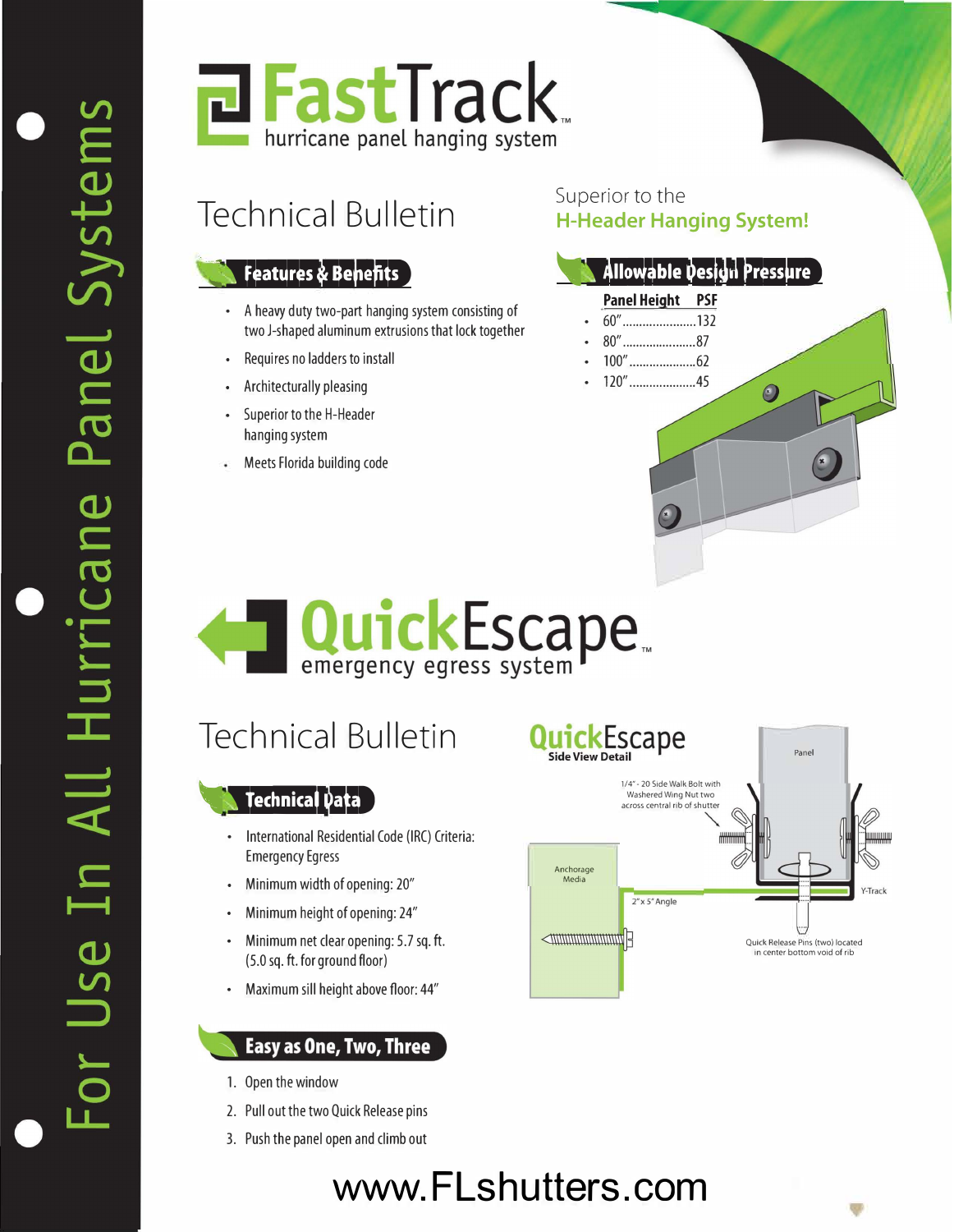For Use In All Hurricane Panel Systems

# FastTrack™
hurricane panel hanging system

## Technical Bulletin

Superior to the **H-Header Hanging System!**

### Features & Benefits

- A heavy duty two-part hanging system consisting of two J-shaped aluminum extrusions that lock together
- Requires no ladders to install
- Architecturally pleasing
- Superior to the H-Header hanging system
- Meets Florida building code

### Allowable Design Pressure

| Panel Height | PSF |
|---|---|
| 60" | 132 |
| 80" | 87 |
| 100" | 62 |
| 120" | 45 |

# QuickEscape™
emergency egress system

## Technical Bulletin

### Technical Data

- International Residential Code (IRC) Criteria: Emergency Egress
- Minimum width of opening: 20"
- Minimum height of opening: 24"
- Minimum net clear opening: 5.7 sq. ft. (5.0 sq. ft. for ground floor)
- Maximum sill height above floor: 44"

**QuickEscape Side View Detail**

Panel

1/4" - 20 Side Walk Bolt with Washered Wing Nut two across central rib of shutter

Anchorage Media

2" x 5" Angle

Y-Track

Quick Release Pins (two) located in center bottom void of rib

### Easy as One, Two, Three

1. Open the window
2. Pull out the two Quick Release pins
3. Push the panel open and climb out

www.FLshutters.com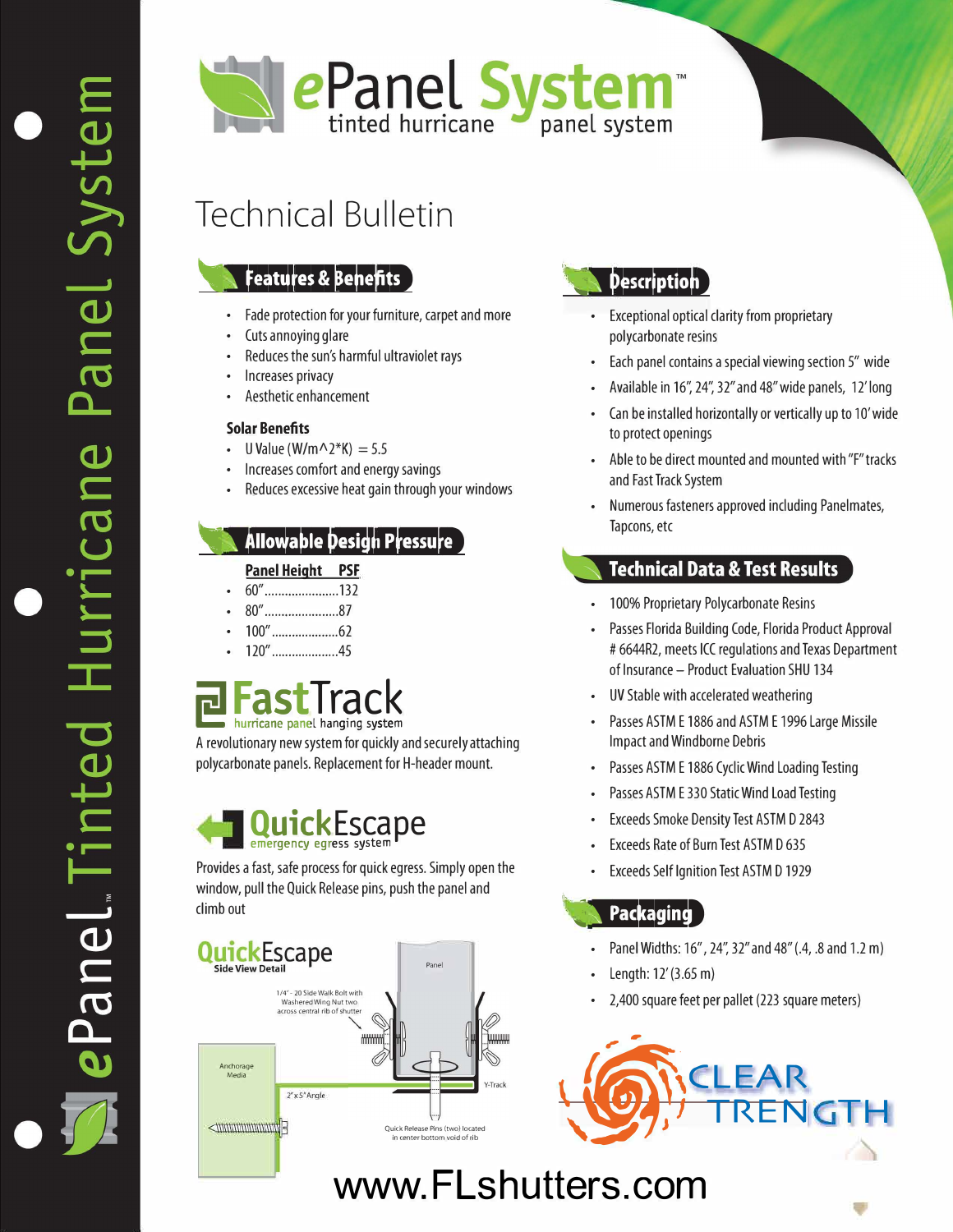# ePanel System™

tinted hurricane panel system

## Technical Bulletin

### Features & Benefits

- Fade protection for your furniture, carpet and more
- Cuts annoying glare
- Reduces the sun's harmful ultraviolet rays
- Increases privacy
- Aesthetic enhancement

**Solar Benefits**

- U Value (W/m^2*K) = 5.5
- Increases comfort and energy savings
- Reduces excessive heat gain through your windows

### Allowable Design Pressure

| Panel Height | PSF |
| --- | --- |
| 60" | 132 |
| 80" | 87 |
| 100" | 62 |
| 120" | 45 |

### FastTrack

hurricane panel hanging system

A revolutionary new system for quickly and securely attaching polycarbonate panels. Replacement for H-header mount.

### QuickEscape

emergency egress system

Provides a fast, safe process for quick egress. Simply open the window, pull the Quick Release pins, push the panel and climb out

**QuickEscape**
Side View Detail

Panel

1/4" - 20 Side Walk Bolt with Washered Wing Nut two across central rib of shutter

Anchorage Media

2" x 5" Angle

Y-Track

Quick Release Pins (two) located in center bottom void of rib

### Description

- Exceptional optical clarity from proprietary polycarbonate resins
- Each panel contains a special viewing section 5" wide
- Available in 16", 24", 32" and 48" wide panels, 12' long
- Can be installed horizontally or vertically up to 10' wide to protect openings
- Able to be direct mounted and mounted with "F" tracks and Fast Track System
- Numerous fasteners approved including Panelmates, Tapcons, etc

### Technical Data & Test Results

- 100% Proprietary Polycarbonate Resins
- Passes Florida Building Code, Florida Product Approval # 6644R2, meets ICC regulations and Texas Department of Insurance – Product Evaluation SHU 134
- UV Stable with accelerated weathering
- Passes ASTM E 1886 and ASTM E 1996 Large Missile Impact and Windborne Debris
- Passes ASTM E 1886 Cyclic Wind Loading Testing
- Passes ASTM E 330 Static Wind Load Testing
- Exceeds Smoke Density Test ASTM D 2843
- Exceeds Rate of Burn Test ASTM D 635
- Exceeds Self Ignition Test ASTM D 1929

### Packaging

- Panel Widths: 16", 24", 32" and 48" (.4, .8 and 1.2 m)
- Length: 12' (3.65 m)
- 2,400 square feet per pallet (223 square meters)

CLEAR TRENGTH

www.FLshutters.com